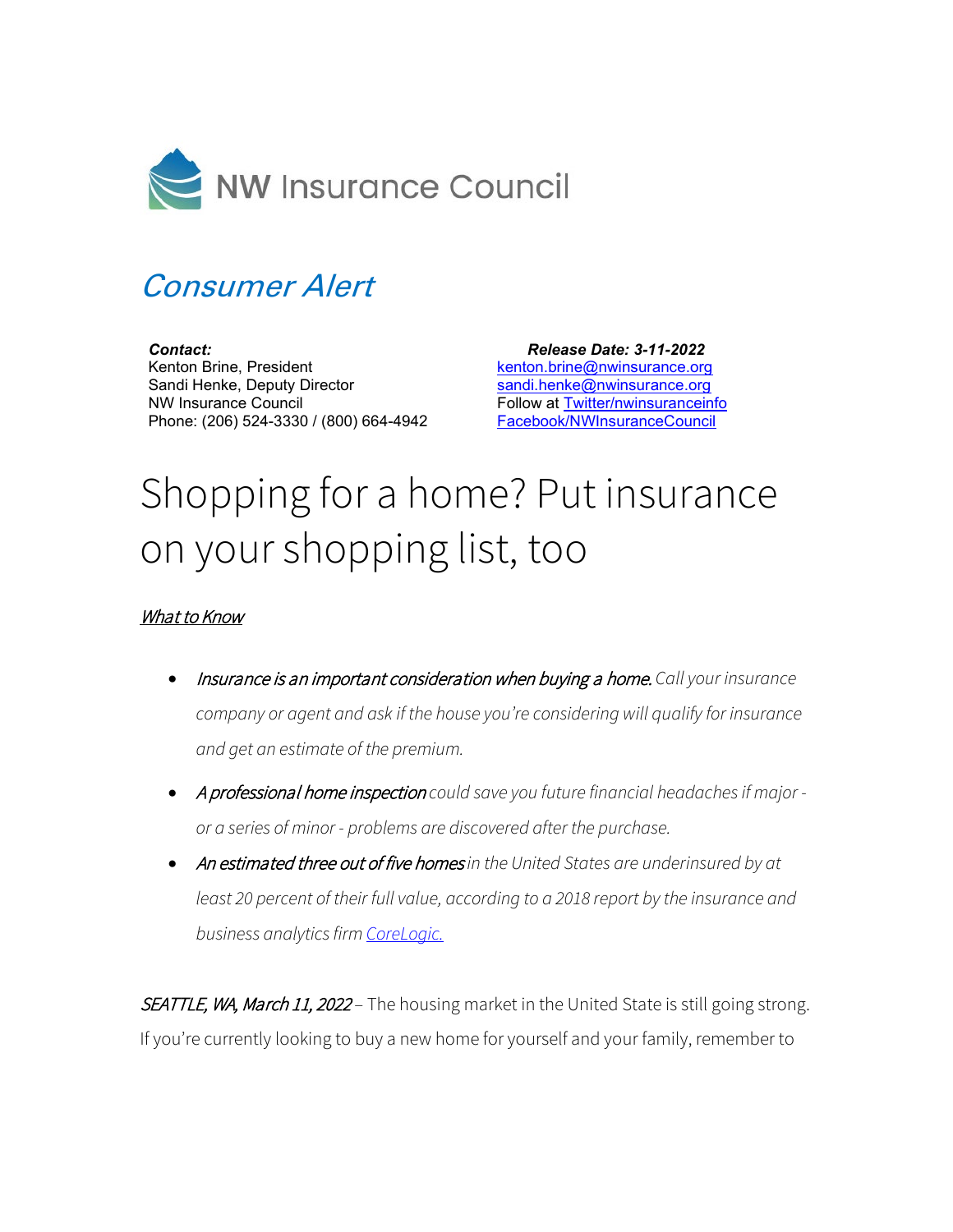NW Insurance Council

## *Consumer Alert*

***Contact:***
Kenton Brine, President
Sandi Henke, Deputy Director
NW Insurance Council
Phone: (206) 524-3330 / (800) 664-4942

***Release Date: 3-11-2022***
kenton.brine@nwinsurance.org
sandi.henke@nwinsurance.org
Follow at Twitter/nwinsuranceinfo
Facebook/NWInsuranceCouncil

# Shopping for a home? Put insurance on your shopping list, too

*What to Know*

- *Insurance is an important consideration when buying a home. Call your insurance company or agent and ask if the house you're considering will qualify for insurance and get an estimate of the premium.*
- *A professional home inspection could save you future financial headaches if major - or a series of minor - problems are discovered after the purchase.*
- *An estimated three out of five homes in the United States are underinsured by at least 20 percent of their full value, according to a 2018 report by the insurance and business analytics firm CoreLogic.*

*SEATTLE, WA, March 11, 2022* – The housing market in the United State is still going strong. If you're currently looking to buy a new home for yourself and your family, remember to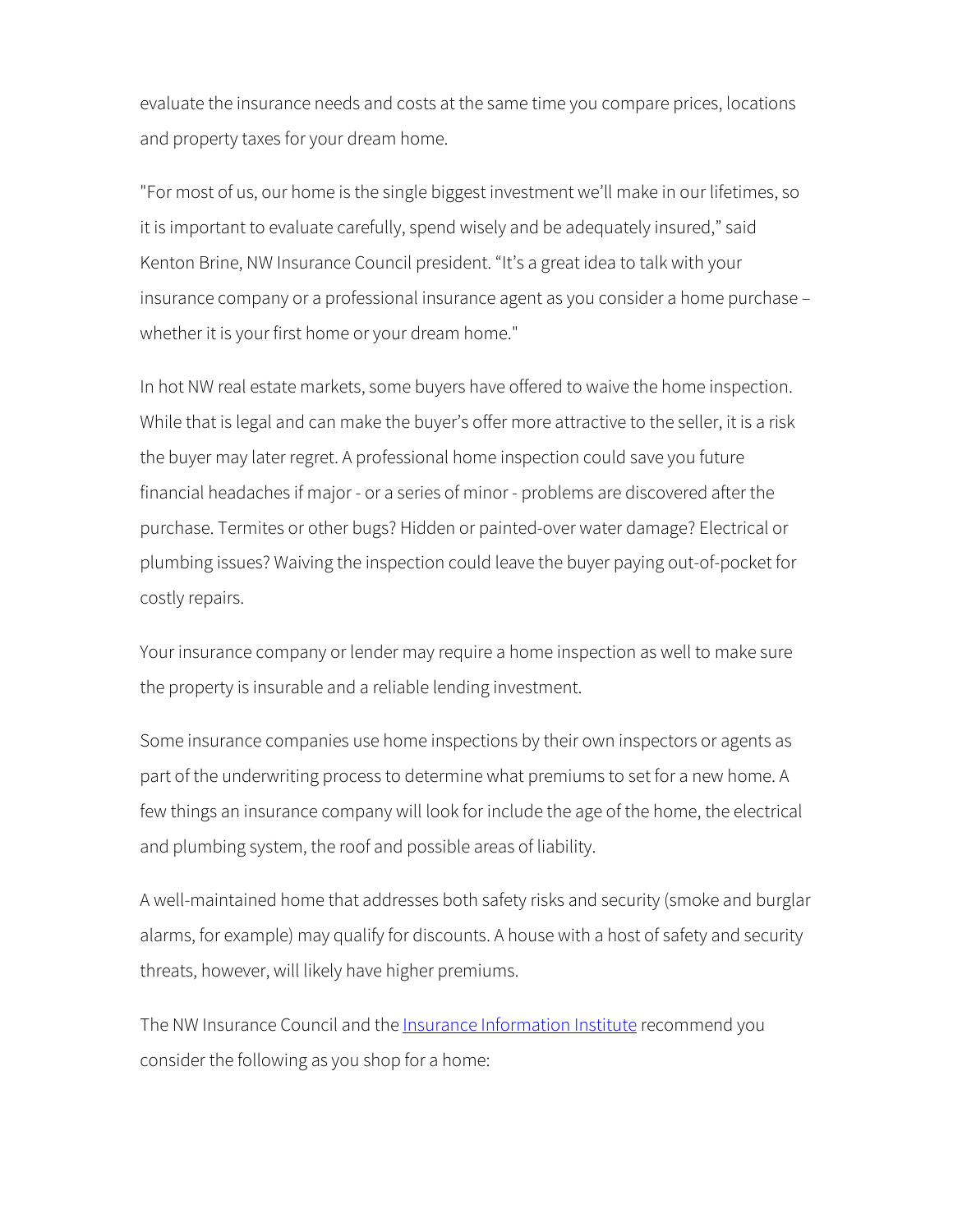evaluate the insurance needs and costs at the same time you compare prices, locations and property taxes for your dream home.

"For most of us, our home is the single biggest investment we'll make in our lifetimes, so it is important to evaluate carefully, spend wisely and be adequately insured," said Kenton Brine, NW Insurance Council president. "It's a great idea to talk with your insurance company or a professional insurance agent as you consider a home purchase – whether it is your first home or your dream home."

In hot NW real estate markets, some buyers have offered to waive the home inspection. While that is legal and can make the buyer's offer more attractive to the seller, it is a risk the buyer may later regret. A professional home inspection could save you future financial headaches if major - or a series of minor - problems are discovered after the purchase. Termites or other bugs? Hidden or painted-over water damage? Electrical or plumbing issues? Waiving the inspection could leave the buyer paying out-of-pocket for costly repairs.

Your insurance company or lender may require a home inspection as well to make sure the property is insurable and a reliable lending investment.

Some insurance companies use home inspections by their own inspectors or agents as part of the underwriting process to determine what premiums to set for a new home. A few things an insurance company will look for include the age of the home, the electrical and plumbing system, the roof and possible areas of liability.

A well-maintained home that addresses both safety risks and security (smoke and burglar alarms, for example) may qualify for discounts. A house with a host of safety and security threats, however, will likely have higher premiums.

The NW Insurance Council and the [Insurance Information Institute] recommend you consider the following as you shop for a home: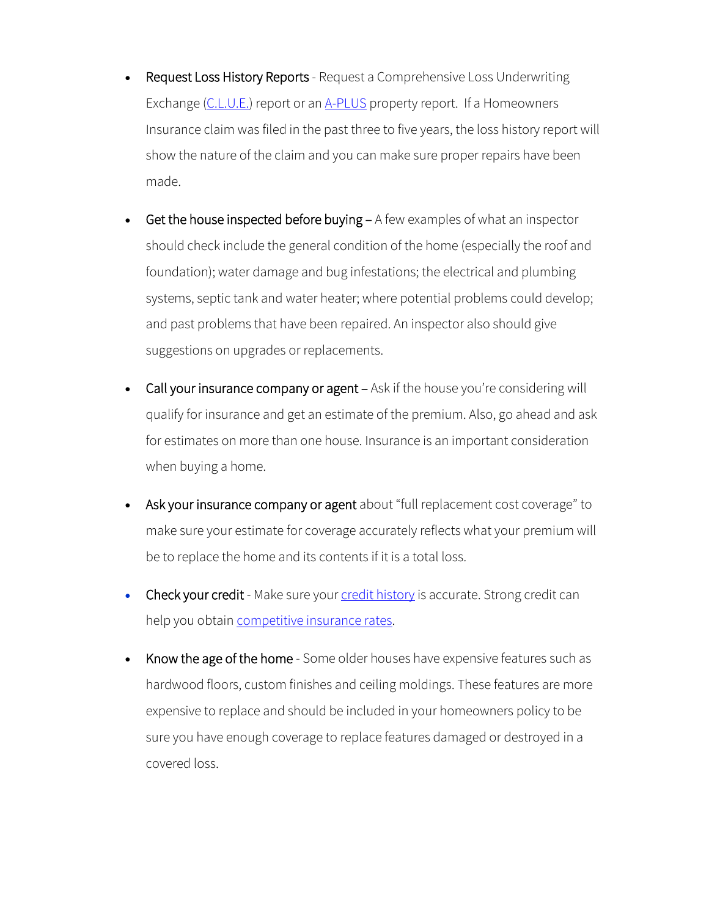- Request Loss History Reports - Request a Comprehensive Loss Underwriting Exchange (C.L.U.E.) report or an A-PLUS property report. If a Homeowners Insurance claim was filed in the past three to five years, the loss history report will show the nature of the claim and you can make sure proper repairs have been made.

- Get the house inspected before buying – A few examples of what an inspector should check include the general condition of the home (especially the roof and foundation); water damage and bug infestations; the electrical and plumbing systems, septic tank and water heater; where potential problems could develop; and past problems that have been repaired. An inspector also should give suggestions on upgrades or replacements.

- Call your insurance company or agent – Ask if the house you're considering will qualify for insurance and get an estimate of the premium. Also, go ahead and ask for estimates on more than one house. Insurance is an important consideration when buying a home.

- Ask your insurance company or agent about "full replacement cost coverage" to make sure your estimate for coverage accurately reflects what your premium will be to replace the home and its contents if it is a total loss.

- Check your credit - Make sure your credit history is accurate. Strong credit can help you obtain competitive insurance rates.

- Know the age of the home - Some older houses have expensive features such as hardwood floors, custom finishes and ceiling moldings. These features are more expensive to replace and should be included in your homeowners policy to be sure you have enough coverage to replace features damaged or destroyed in a covered loss.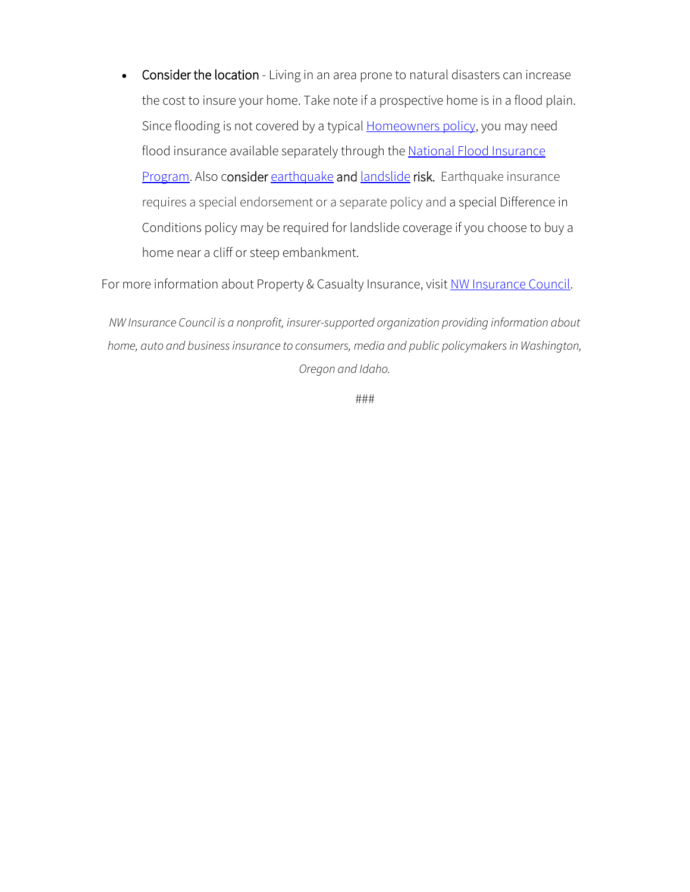- Consider the location - Living in an area prone to natural disasters can increase the cost to insure your home. Take note if a prospective home is in a flood plain. Since flooding is not covered by a typical Homeowners policy, you may need flood insurance available separately through the National Flood Insurance Program. Also consider earthquake and landslide risk. Earthquake insurance requires a special endorsement or a separate policy and a special Difference in Conditions policy may be required for landslide coverage if you choose to buy a home near a cliff or steep embankment.

For more information about Property & Casualty Insurance, visit NW Insurance Council.

*NW Insurance Council is a nonprofit, insurer-supported organization providing information about home, auto and business insurance to consumers, media and public policymakers in Washington, Oregon and Idaho.*

###